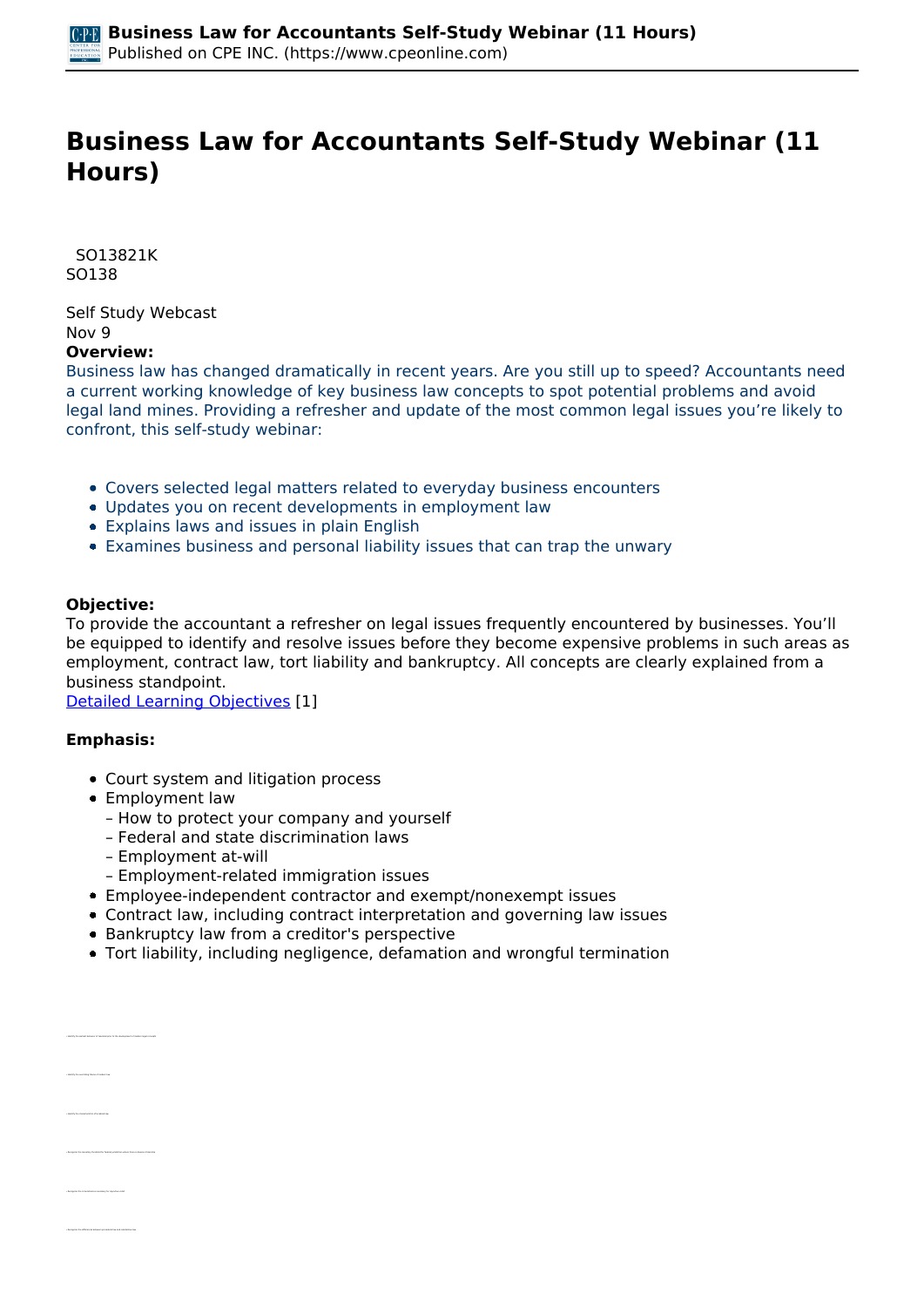# Business Law for Accountants Self-Study Webinar (11 Hours)

SO13821K
SO138

Self Study Webcast
Nov 9

**Overview:**

Business law has changed dramatically in recent years. Are you still up to speed? Accountants need a current working knowledge of key business law concepts to spot potential problems and avoid legal land mines. Providing a refresher and update of the most common legal issues you're likely to confront, this self-study webinar:

- Covers selected legal matters related to everyday business encounters
- Updates you on recent developments in employment law
- Explains laws and issues in plain English
- Examines business and personal liability issues that can trap the unwary

**Objective:**

To provide the accountant a refresher on legal issues frequently encountered by businesses. You'll be equipped to identify and resolve issues before they become expensive problems in such areas as employment, contract law, tort liability and bankruptcy. All concepts are clearly explained from a business standpoint.

[Detailed Learning Objectives](#) [1]

**Emphasis:**

- Court system and litigation process
- Employment law
  – How to protect your company and yourself
  – Federal and state discrimination laws
  – Employment at-will
  – Employment-related immigration issues
- Employee-independent contractor and exempt/nonexempt issues
- Contract law, including contract interpretation and governing law issues
- Bankruptcy law from a creditor's perspective
- Tort liability, including negligence, defamation and wrongful termination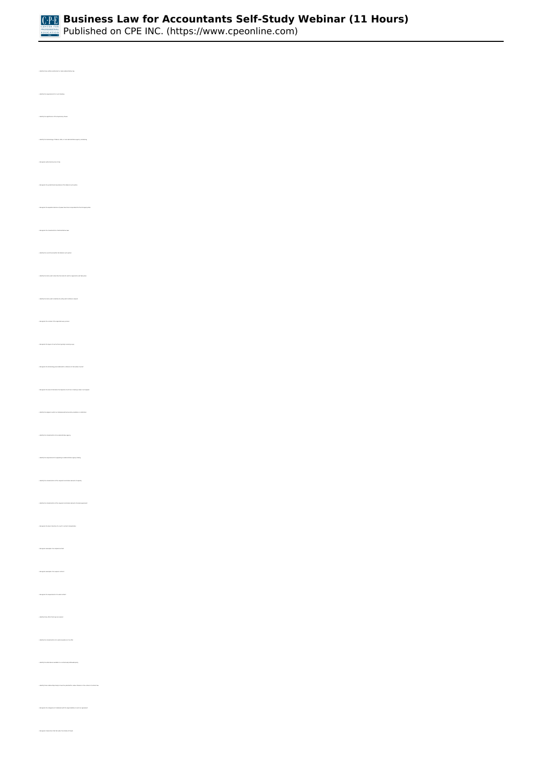- Identify those entities authorized to create administrative law
- Identify the requirements for court standing
- Identify the significance of the Supremacy Clause
- Identify the terminology of federal, state, or local administrative agency rulemaking
- Recognize administrative sources of law
- Recognize the jurisdictional parameters of the federal court system
- Recognize the requisite elements of disputes which fall in the jurisdiction of the federal court system
- Recognize the characteristics of administrative law
- Identify the court structure within the federal court system
- Identify the facts used to determine the contents of a legal action and take action
- Identify the facts used to identify the entity which initiates a lawsuit
- Recognize the content of the legal discovery process
- Recognize the types of court actions possible involving a party
- Recognize the terminology associated with a settlement of the lawsuit claimant
- Recognize the court of decision on the Supreme Court in a mapping of cases that appear
- Identify the impact to within an individual will be becoming a defendant in a lawsuit
- Identify the characteristics of an administrative agency
- Identify the requirements for appealing an administrative agency finding
- Identify the characteristics of the required and limited standard of equality
- Identify the characteristics of the required and limited standard of reasonableness
- Recognize the basic function of a court's contract jurisdiction
- Recognize examples of a unilateral contract
- Recognize examples of a bilateral contract
- Recognize the requirements of a valid contract
- Identify those offers that may be revoked
- Identify the characteristics of a valid acceptance of an offer
- Identify the alternatives available to a non-breaching defrauded party
- Identify those relationships requiring the parol evidence rule in the context of contract law
- Recognize the categories of individuals with the legal capacity to enter an agreement
- Recognize those that fall within the Statute of Frauds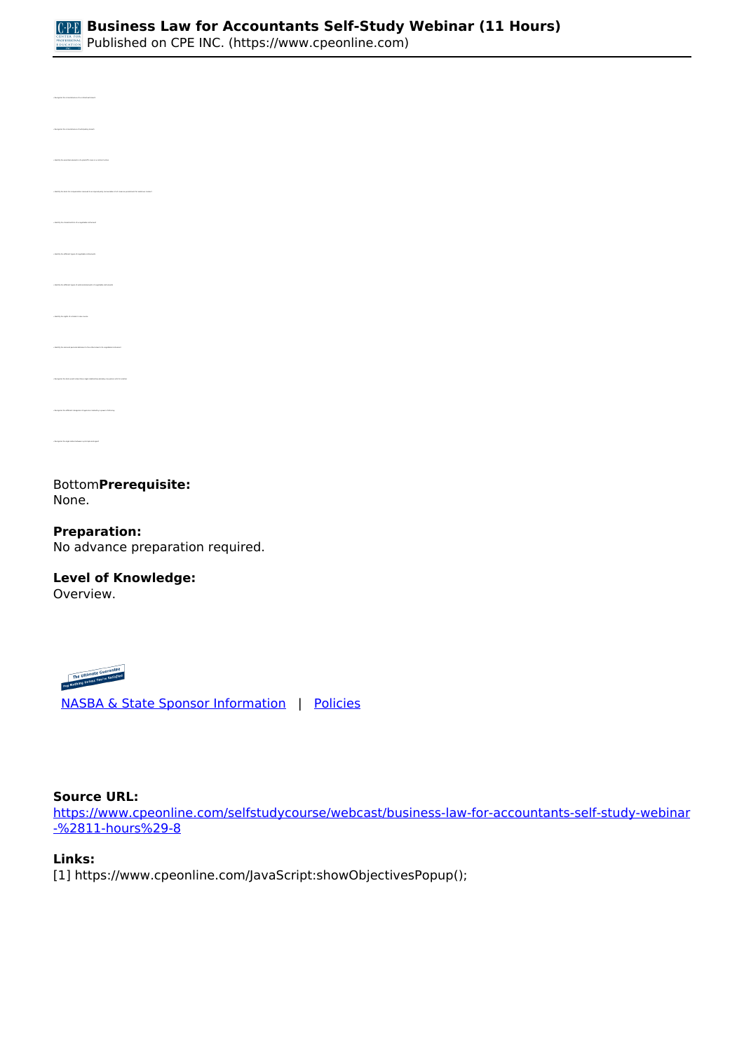Bottom**Prerequisite:**
None.

**Preparation:**
No advance preparation required.

**Level of Knowledge:**
Overview.

NASBA & State Sponsor Information | Policies

**Source URL:**
https://www.cpeonline.com/selfstudycourse/webcast/business-law-for-accountants-self-study-webinar-%2811-hours%29-8

**Links:**
[1] https://www.cpeonline.com/JavaScript:showObjectivesPopup();